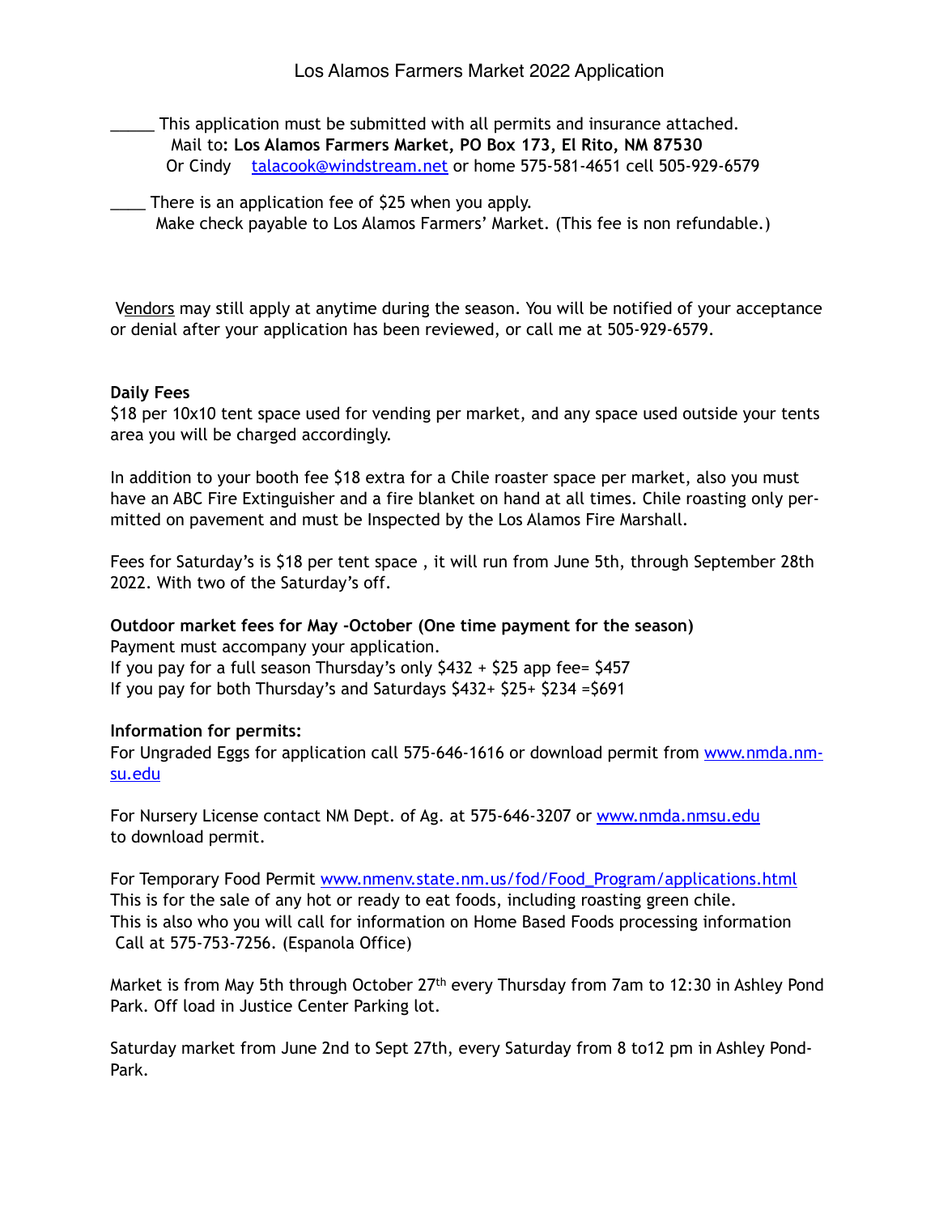# Los Alamos Farmers Market 2022 Application

_____ This application must be submitted with all permits and insurance attached.
Mail to**: Los Alamos Farmers Market, PO Box 173, El Rito, NM 87530**
Or Cindy [talacook@windstream.net](mailto:talacook@windstream.net) or home 575-581-4651 cell 505-929-6579

____ There is an application fee of $25 when you apply.
Make check payable to Los Alamos Farmers' Market. (This fee is non refundable.)

Vendors may still apply at anytime during the season. You will be notified of your acceptance or denial after your application has been reviewed, or call me at 505-929-6579.

**Daily Fees**
$18 per 10x10 tent space used for vending per market, and any space used outside your tents area you will be charged accordingly.

In addition to your booth fee $18 extra for a Chile roaster space per market, also you must have an ABC Fire Extinguisher and a fire blanket on hand at all times. Chile roasting only permitted on pavement and must be Inspected by the Los Alamos Fire Marshall.

Fees for Saturday's is $18 per tent space , it will run from June 5th, through September 28th 2022. With two of the Saturday's off.

**Outdoor market fees for May -October (One time payment for the season)**
Payment must accompany your application.
If you pay for a full season Thursday's only $432 + $25 app fee= $457
If you pay for both Thursday's and Saturdays $432+ $25+ $234 =$691

**Information for permits:**
For Ungraded Eggs for application call 575-646-1616 or download permit from [www.nmda.nmsu.edu](http://www.nmda.nmsu.edu)

For Nursery License contact NM Dept. of Ag. at 575-646-3207 or [www.nmda.nmsu.edu](http://www.nmda.nmsu.edu) to download permit.

For Temporary Food Permit [www.nmenv.state.nm.us/fod/Food_Program/applications.html](http://www.nmenv.state.nm.us/fod/Food_Program/applications.html)
This is for the sale of any hot or ready to eat foods, including roasting green chile.
This is also who you will call for information on Home Based Foods processing information
Call at 575-753-7256. (Espanola Office)

Market is from May 5th through October 27th every Thursday from 7am to 12:30 in Ashley Pond Park. Off load in Justice Center Parking lot.

Saturday market from June 2nd to Sept 27th, every Saturday from 8 to12 pm in Ashley Pond-Park.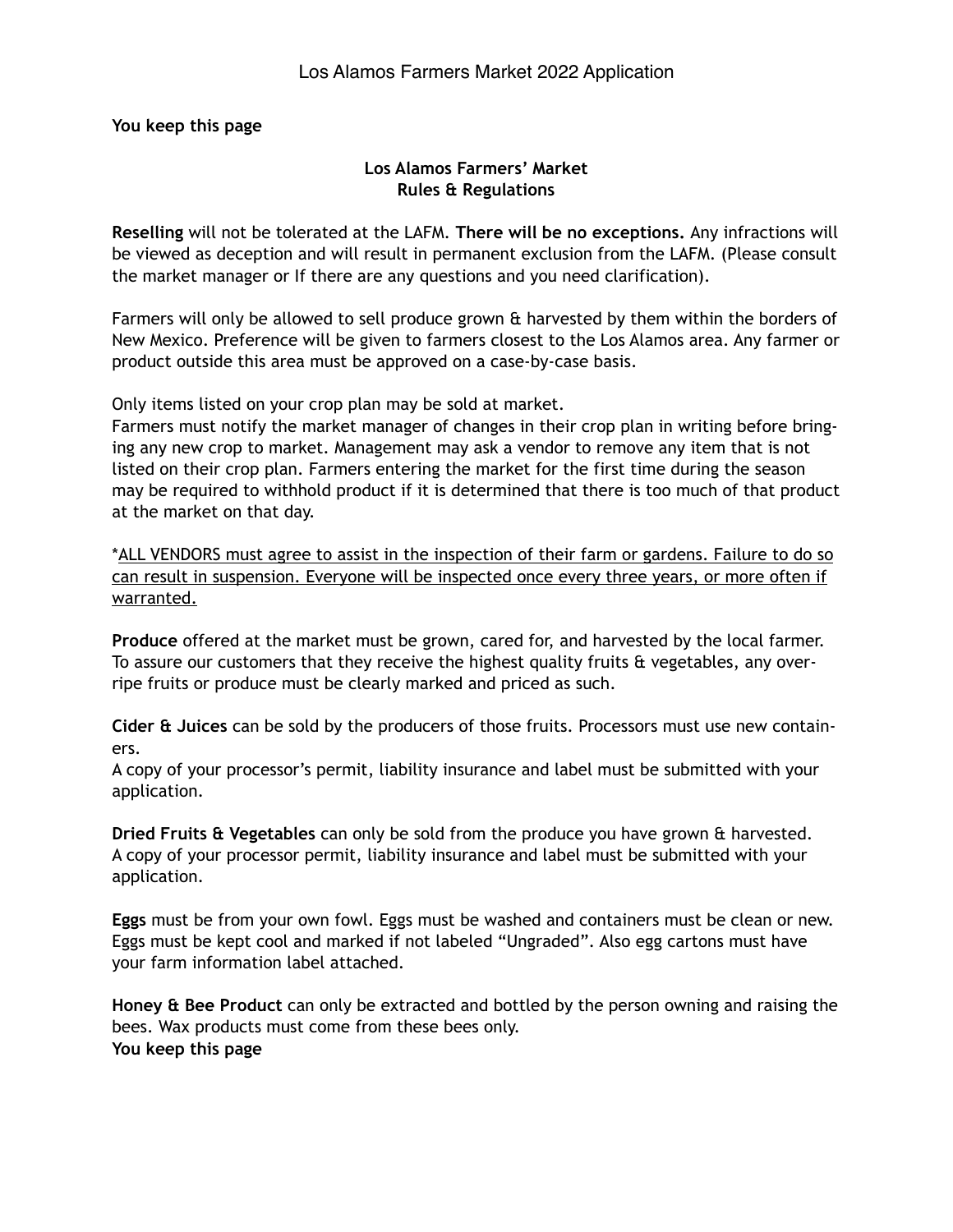**You keep this page**

**Los Alamos Farmers' Market**
**Rules & Regulations**

**Reselling** will not be tolerated at the LAFM. **There will be no exceptions.** Any infractions will be viewed as deception and will result in permanent exclusion from the LAFM. (Please consult the market manager or If there are any questions and you need clarification).

Farmers will only be allowed to sell produce grown & harvested by them within the borders of New Mexico. Preference will be given to farmers closest to the Los Alamos area. Any farmer or product outside this area must be approved on a case-by-case basis.

Only items listed on your crop plan may be sold at market.
Farmers must notify the market manager of changes in their crop plan in writing before bringing any new crop to market. Management may ask a vendor to remove any item that is not listed on their crop plan. Farmers entering the market for the first time during the season may be required to withhold product if it is determined that there is too much of that product at the market on that day.

*<u>ALL VENDORS must agree to assist in the inspection of their farm or gardens. Failure to do so can result in suspension. Everyone will be inspected once every three years, or more often if warranted.</u>

**Produce** offered at the market must be grown, cared for, and harvested by the local farmer. To assure our customers that they receive the highest quality fruits & vegetables, any over-ripe fruits or produce must be clearly marked and priced as such.

**Cider & Juices** can be sold by the producers of those fruits. Processors must use new containers.
A copy of your processor's permit, liability insurance and label must be submitted with your application.

**Dried Fruits & Vegetables** can only be sold from the produce you have grown & harvested.
A copy of your processor permit, liability insurance and label must be submitted with your application.

**Eggs** must be from your own fowl. Eggs must be washed and containers must be clean or new. Eggs must be kept cool and marked if not labeled "Ungraded". Also egg cartons must have your farm information label attached.

**Honey & Bee Product** can only be extracted and bottled by the person owning and raising the bees. Wax products must come from these bees only.
**You keep this page**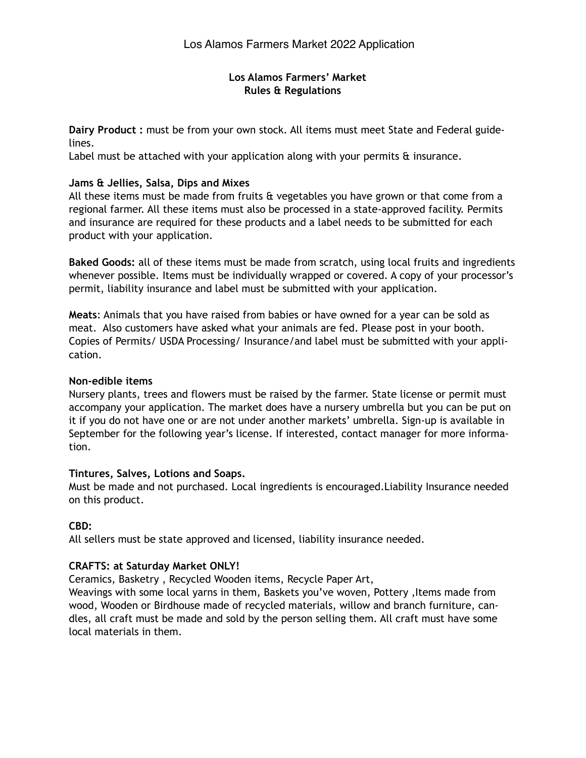## Los Alamos Farmers' Market Rules & Regulations

**Dairy Product :** must be from your own stock. All items must meet State and Federal guidelines.
Label must be attached with your application along with your permits & insurance.

**Jams & Jellies, Salsa, Dips and Mixes**
All these items must be made from fruits & vegetables you have grown or that come from a regional farmer. All these items must also be processed in a state-approved facility. Permits and insurance are required for these products and a label needs to be submitted for each product with your application.

**Baked Goods:** all of these items must be made from scratch, using local fruits and ingredients whenever possible. Items must be individually wrapped or covered. A copy of your processor's permit, liability insurance and label must be submitted with your application.

**Meats**: Animals that you have raised from babies or have owned for a year can be sold as meat. Also customers have asked what your animals are fed. Please post in your booth. Copies of Permits/ USDA Processing/ Insurance/and label must be submitted with your application.

**Non-edible items**
Nursery plants, trees and flowers must be raised by the farmer. State license or permit must accompany your application. The market does have a nursery umbrella but you can be put on it if you do not have one or are not under another markets' umbrella. Sign-up is available in September for the following year's license. If interested, contact manager for more information.

**Tintures, Salves, Lotions and Soaps.**
Must be made and not purchased. Local ingredients is encouraged.Liability Insurance needed on this product.

**CBD:**
All sellers must be state approved and licensed, liability insurance needed.

**CRAFTS: at Saturday Market ONLY!**
Ceramics, Basketry , Recycled Wooden items, Recycle Paper Art,
Weavings with some local yarns in them, Baskets you've woven, Pottery ,Items made from wood, Wooden or Birdhouse made of recycled materials, willow and branch furniture, candles, all craft must be made and sold by the person selling them. All craft must have some local materials in them.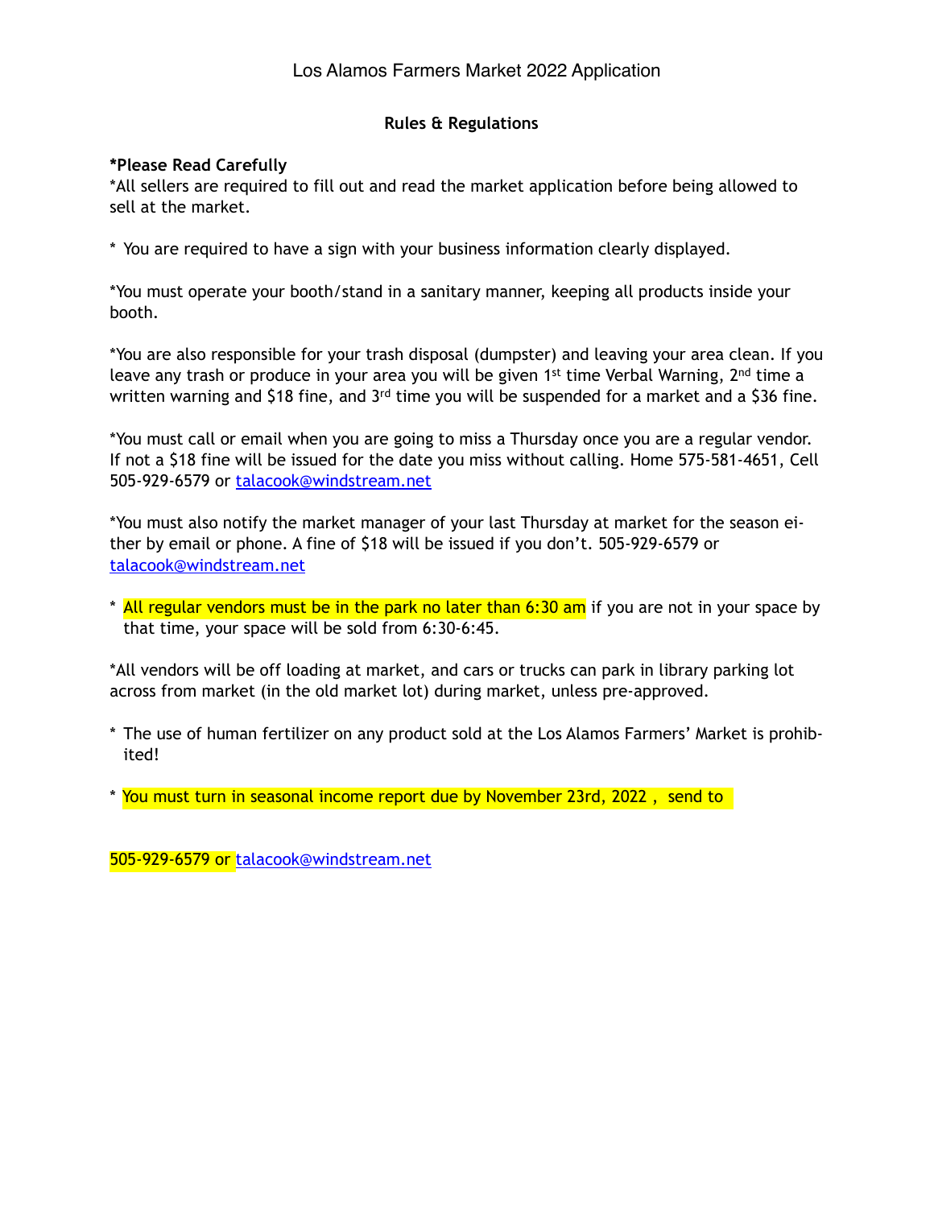Los Alamos Farmers Market 2022 Application

## Rules & Regulations

**\*Please Read Carefully**
*All sellers are required to fill out and read the market application before being allowed to sell at the market.

* You are required to have a sign with your business information clearly displayed.

*You must operate your booth/stand in a sanitary manner, keeping all products inside your booth.

*You are also responsible for your trash disposal (dumpster) and leaving your area clean. If you leave any trash or produce in your area you will be given 1st time Verbal Warning, 2nd time a written warning and $18 fine, and 3rd time you will be suspended for a market and a $36 fine.

*You must call or email when you are going to miss a Thursday once you are a regular vendor. If not a $18 fine will be issued for the date you miss without calling. Home 575-581-4651, Cell 505-929-6579 or talacook@windstream.net

*You must also notify the market manager of your last Thursday at market for the season either by email or phone. A fine of $18 will be issued if you don't. 505-929-6579 or talacook@windstream.net

* All regular vendors must be in the park no later than 6:30 am if you are not in your space by that time, your space will be sold from 6:30-6:45.

*All vendors will be off loading at market, and cars or trucks can park in library parking lot across from market (in the old market lot) during market, unless pre-approved.

* The use of human fertilizer on any product sold at the Los Alamos Farmers' Market is prohibited!

* You must turn in seasonal income report due by November 23rd, 2022 , send to

505-929-6579 or talacook@windstream.net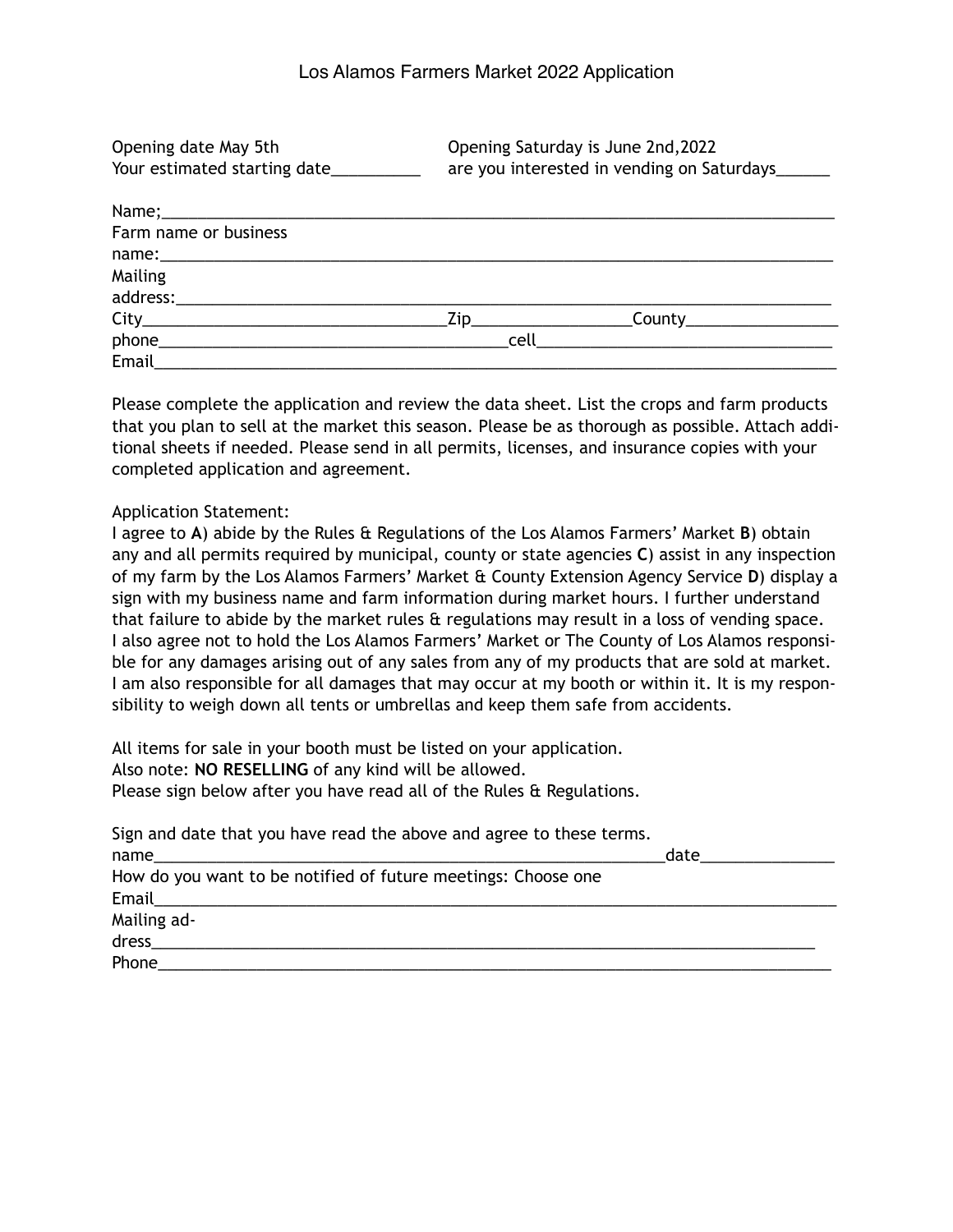# Los Alamos Farmers Market 2022 Application

Opening date May 5th
Your estimated starting date__________

Opening Saturday is June 2nd,2022
are you interested in vending on Saturdays______

Name;_______________________________________________________________________________
Farm name or business name:_______________________________________________________________________________
Mailing address:_______________________________________________________________________________
City___________________________________Zip__________________County__________________
phone_________________________________________cell__________________________________
Email_______________________________________________________________________________

Please complete the application and review the data sheet. List the crops and farm products that you plan to sell at the market this season. Please be as thorough as possible. Attach additional sheets if needed. Please send in all permits, licenses, and insurance copies with your completed application and agreement.

Application Statement:
I agree to **A**) abide by the Rules & Regulations of the Los Alamos Farmers' Market **B**) obtain any and all permits required by municipal, county or state agencies **C**) assist in any inspection of my farm by the Los Alamos Farmers' Market & County Extension Agency Service **D**) display a sign with my business name and farm information during market hours. I further understand that failure to abide by the market rules & regulations may result in a loss of vending space. I also agree not to hold the Los Alamos Farmers' Market or The County of Los Alamos responsible for any damages arising out of any sales from any of my products that are sold at market. I am also responsible for all damages that may occur at my booth or within it. It is my responsibility to weigh down all tents or umbrellas and keep them safe from accidents.

All items for sale in your booth must be listed on your application.
Also note: **NO RESELLING** of any kind will be allowed.
Please sign below after you have read all of the Rules & Regulations.

Sign and date that you have read the above and agree to these terms.
name_____________________________________________________________date________________
How do you want to be notified of future meetings: Choose one
Email_______________________________________________________________________________
Mailing address_______________________________________________________________________________
Phone_______________________________________________________________________________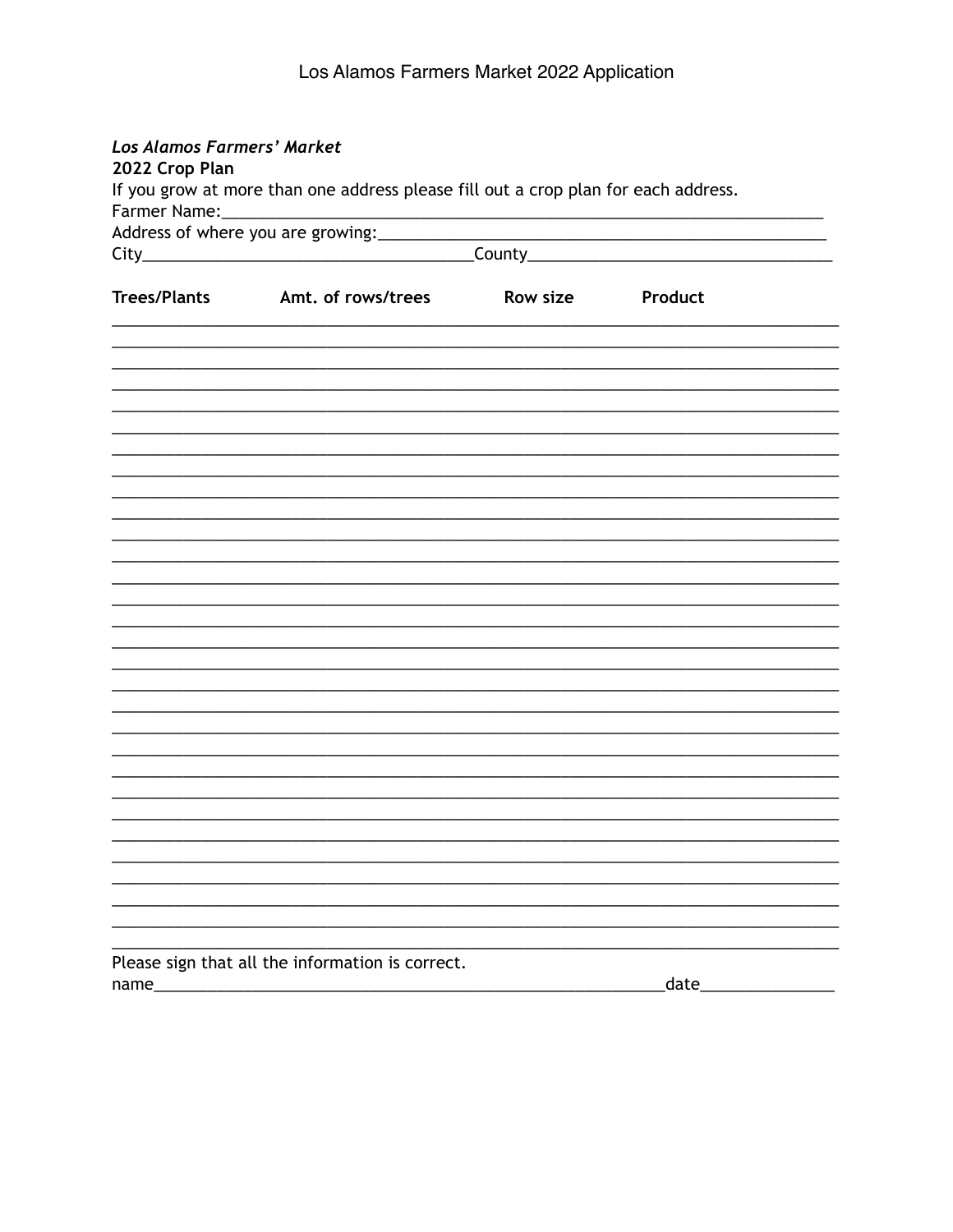# Los Alamos Farmers Market 2022 Application

***Los Alamos Farmers' Market***

**2022 Crop Plan**

If you grow at more than one address please fill out a crop plan for each address.

Farmer Name:\_\_\_\_\_\_\_\_\_\_\_\_\_\_\_\_\_\_\_\_\_\_\_\_\_\_\_\_\_\_\_\_\_\_\_\_\_\_\_\_\_\_\_\_\_\_\_\_\_\_\_\_\_\_\_\_\_\_\_\_\_\_\_\_\_\_

Address of where you are growing:\_\_\_\_\_\_\_\_\_\_\_\_\_\_\_\_\_\_\_\_\_\_\_\_\_\_\_\_\_\_\_\_\_\_\_\_\_\_\_\_\_\_\_\_\_\_\_\_\_\_

City\_\_\_\_\_\_\_\_\_\_\_\_\_\_\_\_\_\_\_\_\_\_\_\_\_\_\_\_\_\_\_\_\_\_\_\_\_\_County\_\_\_\_\_\_\_\_\_\_\_\_\_\_\_\_\_\_\_\_\_\_\_\_\_\_\_\_\_\_\_\_\_\_

| Trees/Plants | Amt. of rows/trees | Row size | Product |
|---|---|---|---|
| | | | |
| | | | |
| | | | |
| | | | |
| | | | |
| | | | |
| | | | |
| | | | |
| | | | |
| | | | |
| | | | |
| | | | |
| | | | |
| | | | |
| | | | |
| | | | |
| | | | |
| | | | |
| | | | |
| | | | |
| | | | |
| | | | |
| | | | |
| | | | |
| | | | |
| | | | |
| | | | |
| | | | |
| | | | |
| | | | |

Please sign that all the information is correct.

name\_\_\_\_\_\_\_\_\_\_\_\_\_\_\_\_\_\_\_\_\_\_\_\_\_\_\_\_\_\_\_\_\_\_\_\_\_\_\_\_\_\_\_\_\_\_\_\_\_\_\_\_\_\_\_\_\_\_\_\_date\_\_\_\_\_\_\_\_\_\_\_\_\_\_\_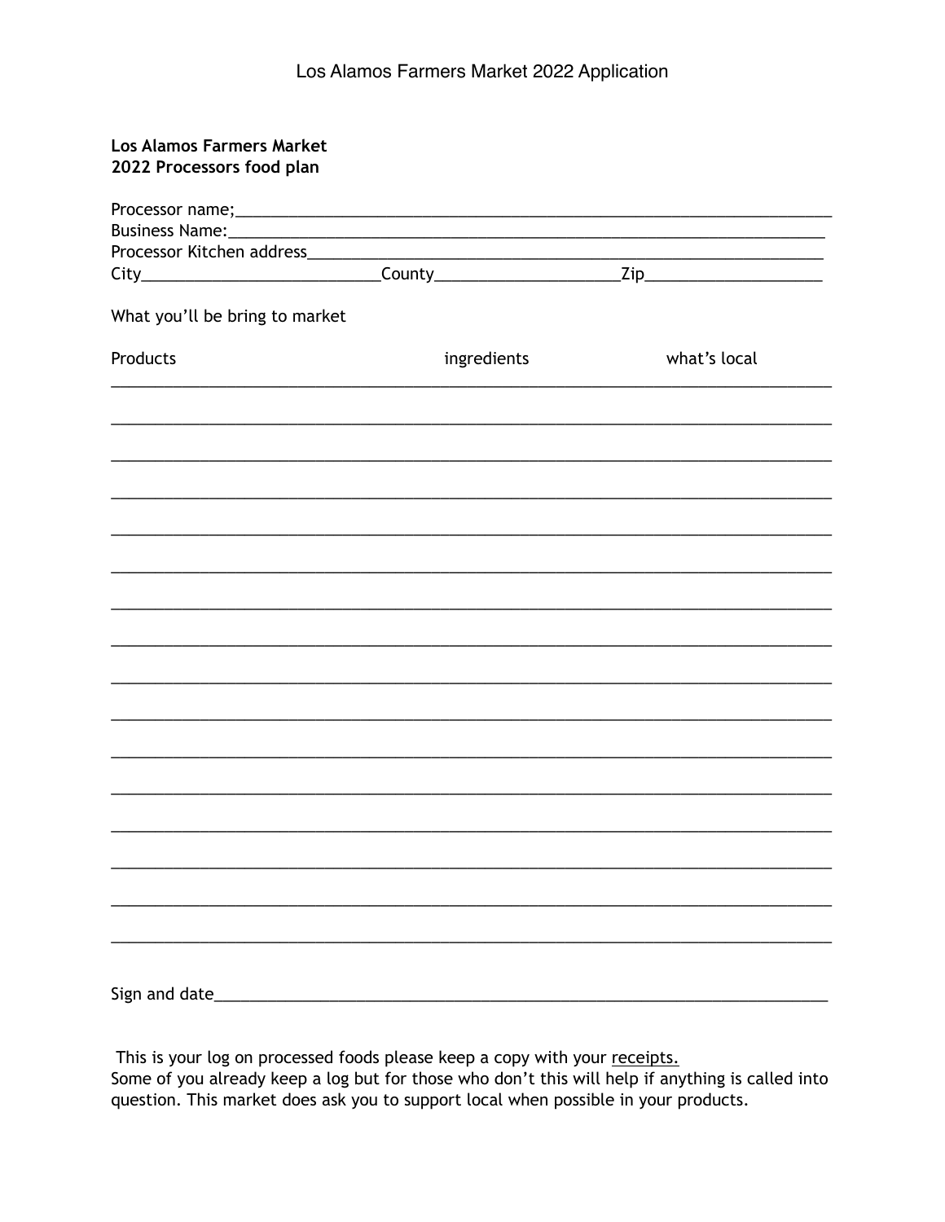Los Alamos Farmers Market 2022 Application

**Los Alamos Farmers Market**
**2022 Processors food plan**

Processor name;_______________________________________________________________
Business Name:_______________________________________________________________
Processor Kitchen address_______________________________________________________
City__________________________County____________________Zip____________________

What you'll be bring to market

| Products | ingredients | what's local |
|---|---|---|
| | | |
| | | |
| | | |
| | | |
| | | |
| | | |
| | | |
| | | |
| | | |
| | | |
| | | |
| | | |
| | | |
| | | |
| | | |
| | | |

Sign and date___________________________________________________________________

This is your log on processed foods please keep a copy with your <u>receipts.</u>
Some of you already keep a log but for those who don't this will help if anything is called into question. This market does ask you to support local when possible in your products.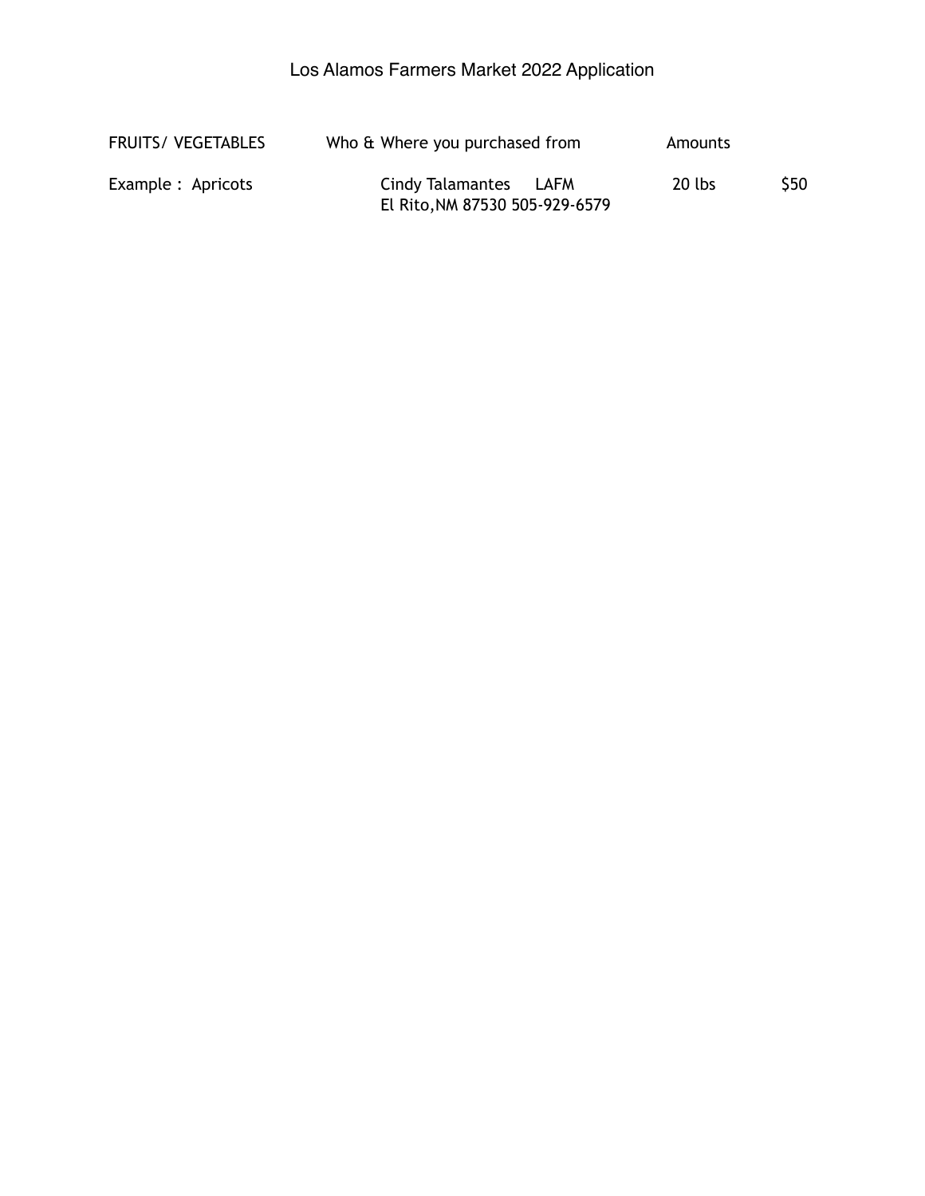# Los Alamos Farmers Market 2022 Application

| FRUITS/ VEGETABLES | Who & Where you purchased from | Amounts | |
|---|---|---|---|
| Example : Apricots | Cindy Talamantes LAFM<br>El Rito,NM 87530 505-929-6579 | 20 lbs | $50 |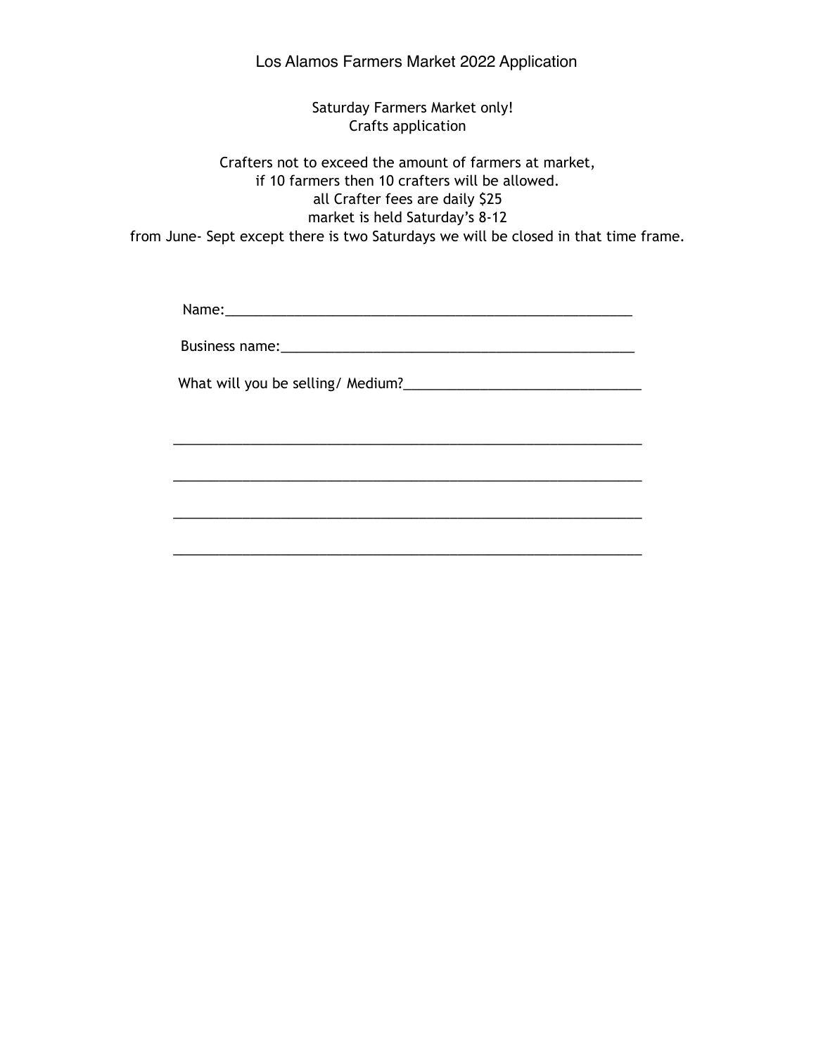# Los Alamos Farmers Market 2022 Application

Saturday Farmers Market only!
Crafts application

Crafters not to exceed the amount of farmers at market,
if 10 farmers then 10 crafters will be allowed.
all Crafter fees are daily $25
market is held Saturday's 8-12
from June- Sept except there is two Saturdays we will be closed in that time frame.

Name:_______________________________________________________

Business name:_______________________________________________

What will you be selling/ Medium?______________________________

_______________________________________________________________

_______________________________________________________________

_______________________________________________________________

_______________________________________________________________